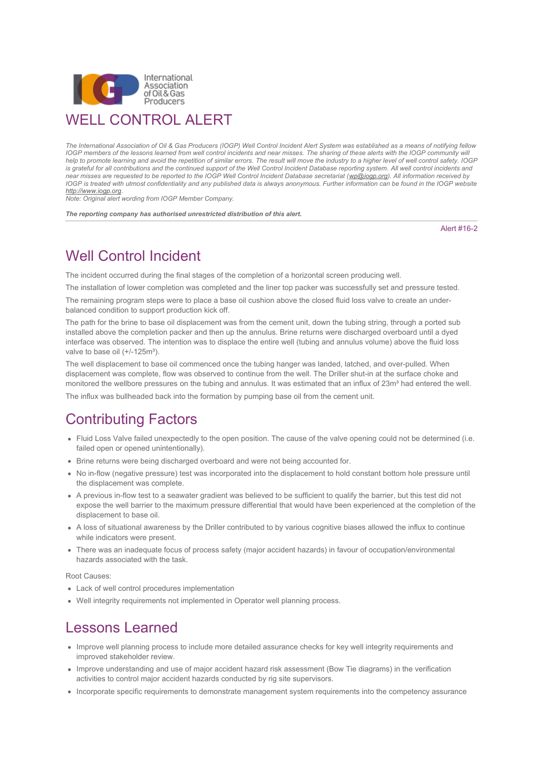International Association of Oil & Gas Producers

# WELL CONTROL ALERT

*The International Association of Oil & Gas Producers (IOGP) Well Control Incident Alert System was established as a means of notifying fellow IOGP members of the lessons learned from well control incidents and near misses. The sharing of these alerts with the IOGP community will help to promote learning and avoid the repetition of similar errors. The result will move the industry to a higher level of well control safety. IOGP is grateful for all contributions and the continued support of the Well Control Incident Database reporting system. All well control incidents and near misses are requested to be reported to the IOGP Well Control Incident Database secretariat (wp@iogp.org). All information received by IOGP is treated with utmost confidentiality and any published data is always anonymous. Further information can be found in the IOGP website http://www.iogp.org.*
*Note: Original alert wording from IOGP Member Company.*

***The reporting company has authorised unrestricted distribution of this alert.***

Alert #16-2

## Well Control Incident

The incident occurred during the final stages of the completion of a horizontal screen producing well.

The installation of lower completion was completed and the liner top packer was successfully set and pressure tested.

The remaining program steps were to place a base oil cushion above the closed fluid loss valve to create an under-balanced condition to support production kick off.

The path for the brine to base oil displacement was from the cement unit, down the tubing string, through a ported sub installed above the completion packer and then up the annulus. Brine returns were discharged overboard until a dyed interface was observed. The intention was to displace the entire well (tubing and annulus volume) above the fluid loss valve to base oil (+/-125m³).

The well displacement to base oil commenced once the tubing hanger was landed, latched, and over-pulled. When displacement was complete, flow was observed to continue from the well. The Driller shut-in at the surface choke and monitored the wellbore pressures on the tubing and annulus. It was estimated that an influx of 23m³ had entered the well.

The influx was bullheaded back into the formation by pumping base oil from the cement unit.

## Contributing Factors

- Fluid Loss Valve failed unexpectedly to the open position. The cause of the valve opening could not be determined (i.e. failed open or opened unintentionally).
- Brine returns were being discharged overboard and were not being accounted for.
- No in-flow (negative pressure) test was incorporated into the displacement to hold constant bottom hole pressure until the displacement was complete.
- A previous in-flow test to a seawater gradient was believed to be sufficient to qualify the barrier, but this test did not expose the well barrier to the maximum pressure differential that would have been experienced at the completion of the displacement to base oil.
- A loss of situational awareness by the Driller contributed to by various cognitive biases allowed the influx to continue while indicators were present.
- There was an inadequate focus of process safety (major accident hazards) in favour of occupation/environmental hazards associated with the task.

Root Causes:

- Lack of well control procedures implementation
- Well integrity requirements not implemented in Operator well planning process.

## Lessons Learned

- Improve well planning process to include more detailed assurance checks for key well integrity requirements and improved stakeholder review.
- Improve understanding and use of major accident hazard risk assessment (Bow Tie diagrams) in the verification activities to control major accident hazards conducted by rig site supervisors.
- Incorporate specific requirements to demonstrate management system requirements into the competency assurance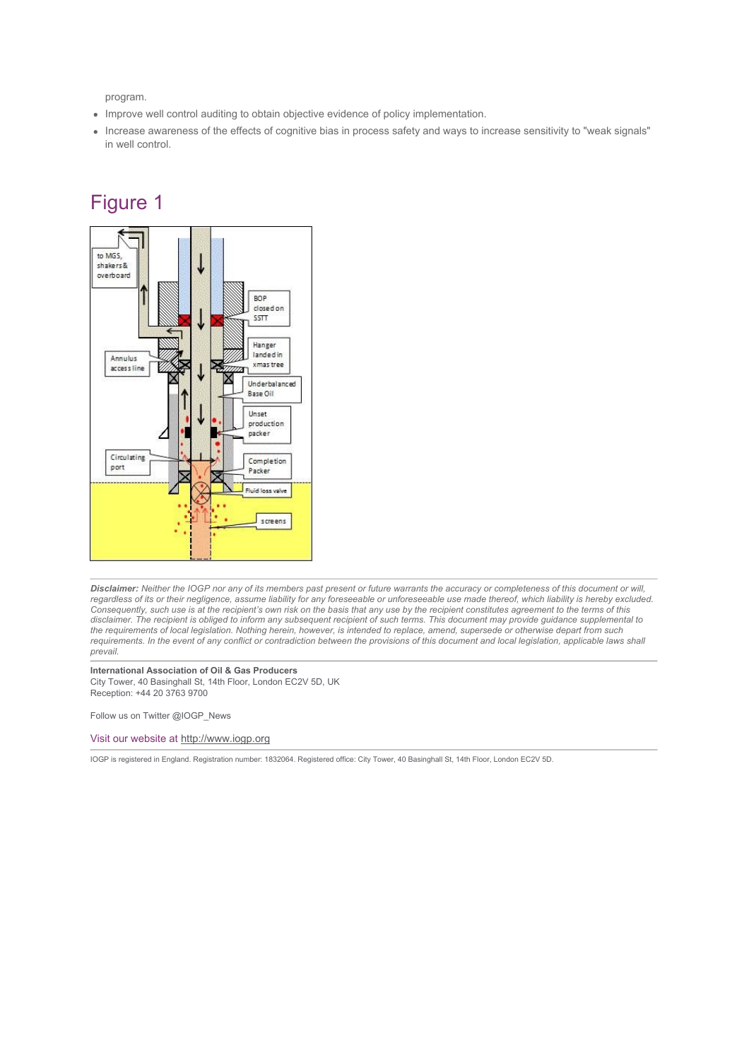program.

- Improve well control auditing to obtain objective evidence of policy implementation.
- Increase awareness of the effects of cognitive bias in process safety and ways to increase sensitivity to "weak signals" in well control.

## Figure 1

to MGS, shakers & overboard

BOP closed on SSTT

Hanger landed in xmas tree

Annulus access line

Underbalanced Base Oil

Unset production packer

Circulating port

Completion Packer

Fluid loss valve

screens

---

*__Disclaimer:__ Neither the IOGP nor any of its members past present or future warrants the accuracy or completeness of this document or will, regardless of its or their negligence, assume liability for any foreseeable or unforeseeable use made thereof, which liability is hereby excluded. Consequently, such use is at the recipient's own risk on the basis that any use by the recipient constitutes agreement to the terms of this disclaimer. The recipient is obliged to inform any subsequent recipient of such terms. This document may provide guidance supplemental to the requirements of local legislation. Nothing herein, however, is intended to replace, amend, supersede or otherwise depart from such requirements. In the event of any conflict or contradiction between the provisions of this document and local legislation, applicable laws shall prevail.*

**International Association of Oil & Gas Producers**
City Tower, 40 Basinghall St, 14th Floor, London EC2V 5D, UK
Reception: +44 20 3763 9700

Follow us on Twitter @IOGP_News

Visit our website at http://www.iogp.org

IOGP is registered in England. Registration number: 1832064. Registered office: City Tower, 40 Basinghall St, 14th Floor, London EC2V 5D.